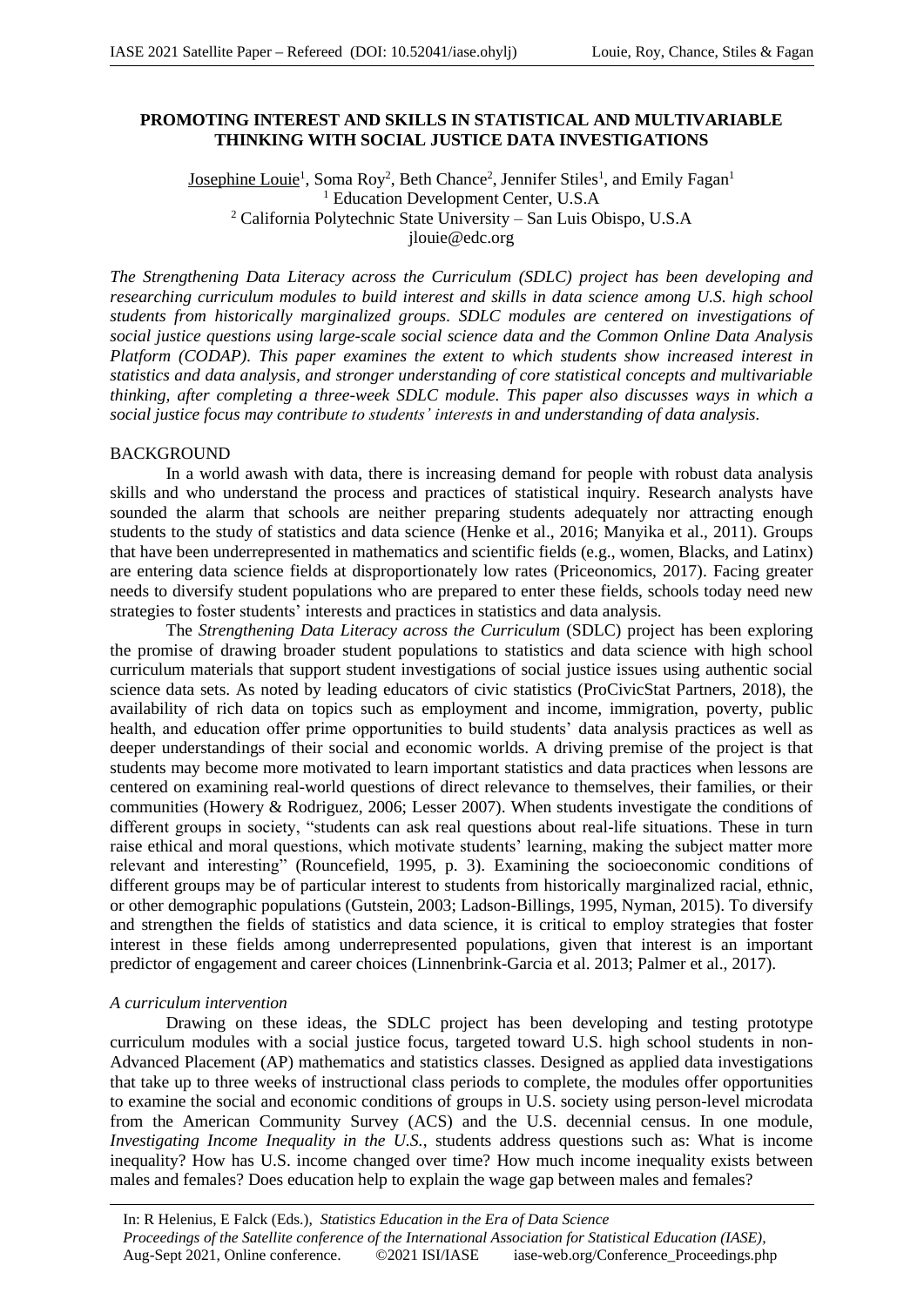# PROMOTING INTEREST AND SKILLS IN STATISTICAL AND MULTIVARIABLE THINKING WITH SOCIAL JUSTICE DATA INVESTIGATIONS

Josephine Louie[1], Soma Roy[2], Beth Chance[2], Jennifer Stiles[1], and Emily Fagan[1]
[1] Education Development Center, U.S.A
[2] California Polytechnic State University – San Luis Obispo, U.S.A
jlouie@edc.org

*The Strengthening Data Literacy across the Curriculum (SDLC) project has been developing and researching curriculum modules to build interest and skills in data science among U.S. high school students from historically marginalized groups. SDLC modules are centered on investigations of social justice questions using large-scale social science data and the Common Online Data Analysis Platform (CODAP). This paper examines the extent to which students show increased interest in statistics and data analysis, and stronger understanding of core statistical concepts and multivariable thinking, after completing a three-week SDLC module. This paper also discusses ways in which a social justice focus may contribute to students' interests in and understanding of data analysis.*

## BACKGROUND

In a world awash with data, there is increasing demand for people with robust data analysis skills and who understand the process and practices of statistical inquiry. Research analysts have sounded the alarm that schools are neither preparing students adequately nor attracting enough students to the study of statistics and data science (Henke et al., 2016; Manyika et al., 2011). Groups that have been underrepresented in mathematics and scientific fields (e.g., women, Blacks, and Latinx) are entering data science fields at disproportionately low rates (Priceonomics, 2017). Facing greater needs to diversify student populations who are prepared to enter these fields, schools today need new strategies to foster students' interests and practices in statistics and data analysis.

The *Strengthening Data Literacy across the Curriculum* (SDLC) project has been exploring the promise of drawing broader student populations to statistics and data science with high school curriculum materials that support student investigations of social justice issues using authentic social science data sets. As noted by leading educators of civic statistics (ProCivicStat Partners, 2018), the availability of rich data on topics such as employment and income, immigration, poverty, public health, and education offer prime opportunities to build students' data analysis practices as well as deeper understandings of their social and economic worlds. A driving premise of the project is that students may become more motivated to learn important statistics and data practices when lessons are centered on examining real-world questions of direct relevance to themselves, their families, or their communities (Howery & Rodriguez, 2006; Lesser 2007). When students investigate the conditions of different groups in society, "students can ask real questions about real-life situations. These in turn raise ethical and moral questions, which motivate students' learning, making the subject matter more relevant and interesting" (Rouncefield, 1995, p. 3). Examining the socioeconomic conditions of different groups may be of particular interest to students from historically marginalized racial, ethnic, or other demographic populations (Gutstein, 2003; Ladson-Billings, 1995, Nyman, 2015). To diversify and strengthen the fields of statistics and data science, it is critical to employ strategies that foster interest in these fields among underrepresented populations, given that interest is an important predictor of engagement and career choices (Linnenbrink-Garcia et al. 2013; Palmer et al., 2017).

### *A curriculum intervention*

Drawing on these ideas, the SDLC project has been developing and testing prototype curriculum modules with a social justice focus, targeted toward U.S. high school students in non-Advanced Placement (AP) mathematics and statistics classes. Designed as applied data investigations that take up to three weeks of instructional class periods to complete, the modules offer opportunities to examine the social and economic conditions of groups in U.S. society using person-level microdata from the American Community Survey (ACS) and the U.S. decennial census. In one module, *Investigating Income Inequality in the U.S.*, students address questions such as: What is income inequality? How has U.S. income changed over time? How much income inequality exists between males and females? Does education help to explain the wage gap between males and females?

In: R Helenius, E Falck (Eds.), *Statistics Education in the Era of Data Science*
*Proceedings of the Satellite conference of the International Association for Statistical Education (IASE)*, Aug-Sept 2021, Online conference. ©2021 ISI/IASE iase-web.org/Conference_Proceedings.php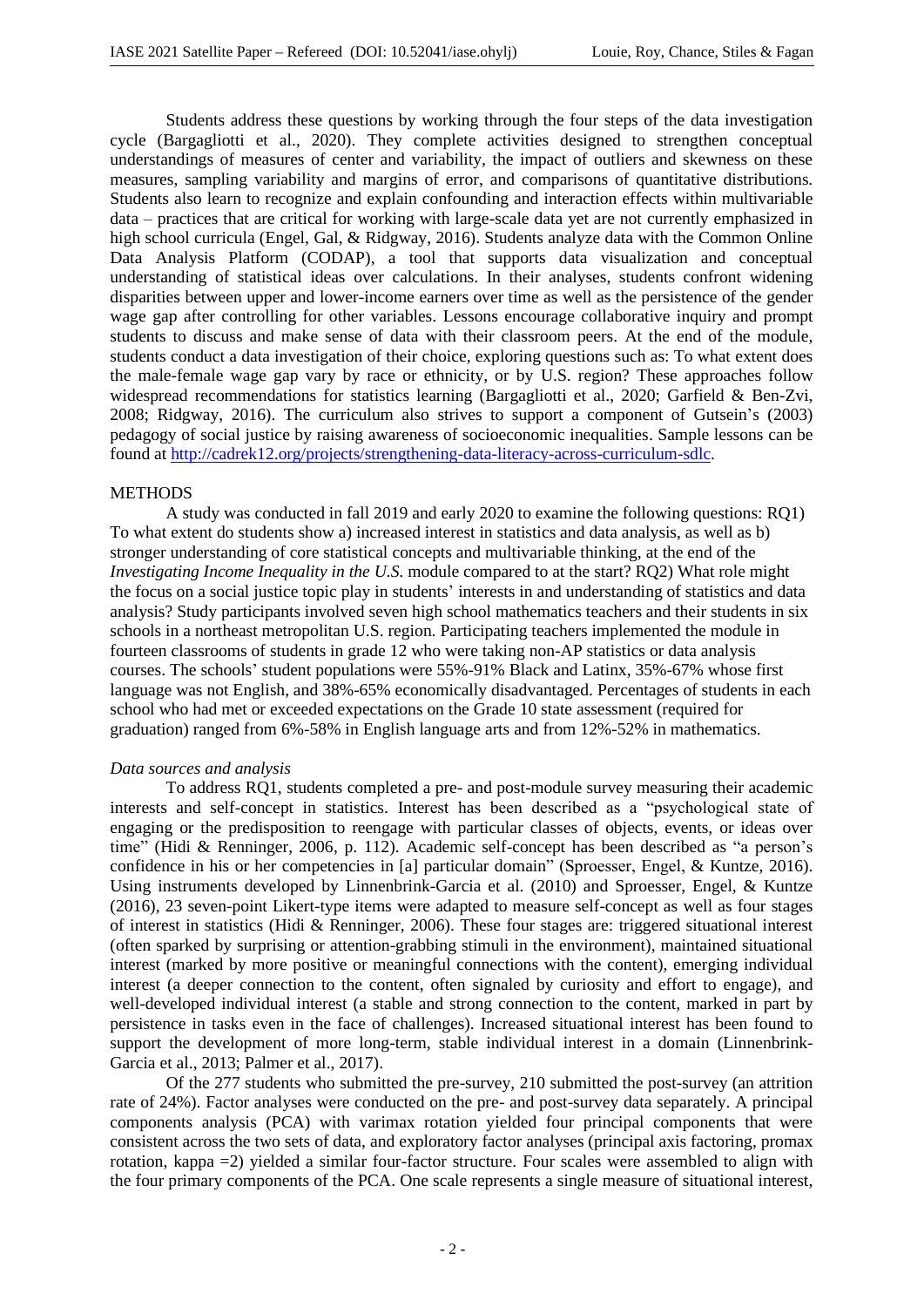Students address these questions by working through the four steps of the data investigation cycle (Bargagliotti et al., 2020). They complete activities designed to strengthen conceptual understandings of measures of center and variability, the impact of outliers and skewness on these measures, sampling variability and margins of error, and comparisons of quantitative distributions. Students also learn to recognize and explain confounding and interaction effects within multivariable data – practices that are critical for working with large-scale data yet are not currently emphasized in high school curricula (Engel, Gal, & Ridgway, 2016). Students analyze data with the Common Online Data Analysis Platform (CODAP), a tool that supports data visualization and conceptual understanding of statistical ideas over calculations. In their analyses, students confront widening disparities between upper and lower-income earners over time as well as the persistence of the gender wage gap after controlling for other variables. Lessons encourage collaborative inquiry and prompt students to discuss and make sense of data with their classroom peers. At the end of the module, students conduct a data investigation of their choice, exploring questions such as: To what extent does the male-female wage gap vary by race or ethnicity, or by U.S. region? These approaches follow widespread recommendations for statistics learning (Bargagliotti et al., 2020; Garfield & Ben-Zvi, 2008; Ridgway, 2016). The curriculum also strives to support a component of Gutsein's (2003) pedagogy of social justice by raising awareness of socioeconomic inequalities. Sample lessons can be found at http://cadrek12.org/projects/strengthening-data-literacy-across-curriculum-sdlc.

## METHODS

A study was conducted in fall 2019 and early 2020 to examine the following questions: RQ1) To what extent do students show a) increased interest in statistics and data analysis, as well as b) stronger understanding of core statistical concepts and multivariable thinking, at the end of the *Investigating Income Inequality in the U.S.* module compared to at the start? RQ2) What role might the focus on a social justice topic play in students' interests in and understanding of statistics and data analysis? Study participants involved seven high school mathematics teachers and their students in six schools in a northeast metropolitan U.S. region. Participating teachers implemented the module in fourteen classrooms of students in grade 12 who were taking non-AP statistics or data analysis courses. The schools' student populations were 55%-91% Black and Latinx, 35%-67% whose first language was not English, and 38%-65% economically disadvantaged. Percentages of students in each school who had met or exceeded expectations on the Grade 10 state assessment (required for graduation) ranged from 6%-58% in English language arts and from 12%-52% in mathematics.

### *Data sources and analysis*

To address RQ1, students completed a pre- and post-module survey measuring their academic interests and self-concept in statistics. Interest has been described as a "psychological state of engaging or the predisposition to reengage with particular classes of objects, events, or ideas over time" (Hidi & Renninger, 2006, p. 112). Academic self-concept has been described as "a person's confidence in his or her competencies in [a] particular domain" (Sproesser, Engel, & Kuntze, 2016). Using instruments developed by Linnenbrink-Garcia et al. (2010) and Sproesser, Engel, & Kuntze (2016), 23 seven-point Likert-type items were adapted to measure self-concept as well as four stages of interest in statistics (Hidi & Renninger, 2006). These four stages are: triggered situational interest (often sparked by surprising or attention-grabbing stimuli in the environment), maintained situational interest (marked by more positive or meaningful connections with the content), emerging individual interest (a deeper connection to the content, often signaled by curiosity and effort to engage), and well-developed individual interest (a stable and strong connection to the content, marked in part by persistence in tasks even in the face of challenges). Increased situational interest has been found to support the development of more long-term, stable individual interest in a domain (Linnenbrink-Garcia et al., 2013; Palmer et al., 2017).

Of the 277 students who submitted the pre-survey, 210 submitted the post-survey (an attrition rate of 24%). Factor analyses were conducted on the pre- and post-survey data separately. A principal components analysis (PCA) with varimax rotation yielded four principal components that were consistent across the two sets of data, and exploratory factor analyses (principal axis factoring, promax rotation, kappa =2) yielded a similar four-factor structure. Four scales were assembled to align with the four primary components of the PCA. One scale represents a single measure of situational interest,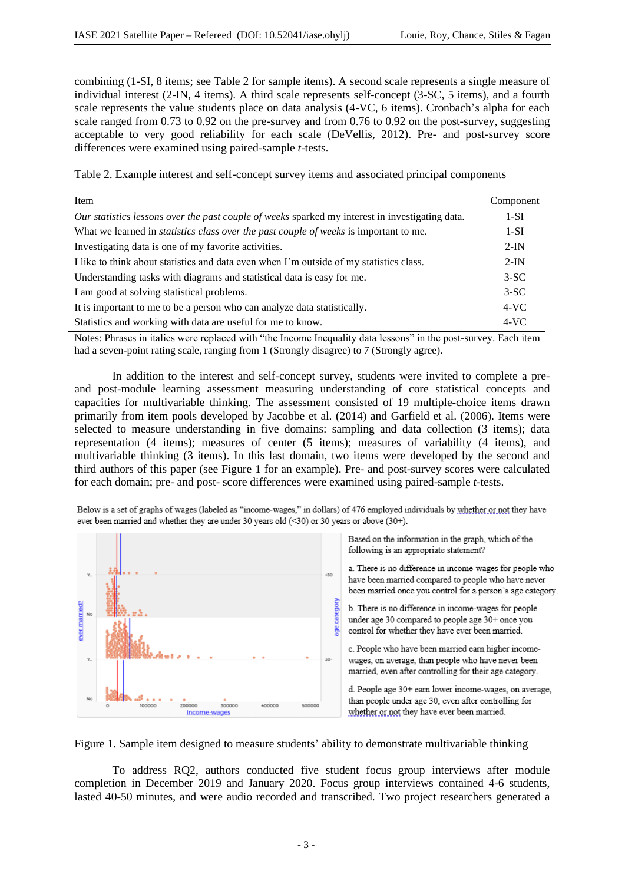combining (1-SI, 8 items; see Table 2 for sample items). A second scale represents a single measure of individual interest (2-IN, 4 items). A third scale represents self-concept (3-SC, 5 items), and a fourth scale represents the value students place on data analysis (4-VC, 6 items). Cronbach's alpha for each scale ranged from 0.73 to 0.92 on the pre-survey and from 0.76 to 0.92 on the post-survey, suggesting acceptable to very good reliability for each scale (DeVellis, 2012). Pre- and post-survey score differences were examined using paired-sample *t*-tests.

Table 2. Example interest and self-concept survey items and associated principal components

| Item | Component |
|---|---|
| *Our statistics lessons over the past couple of weeks* sparked my interest in investigating data. | 1-SI |
| What we learned in *statistics class over the past couple of weeks* is important to me. | 1-SI |
| Investigating data is one of my favorite activities. | 2-IN |
| I like to think about statistics and data even when I'm outside of my statistics class. | 2-IN |
| Understanding tasks with diagrams and statistical data is easy for me. | 3-SC |
| I am good at solving statistical problems. | 3-SC |
| It is important to me to be a person who can analyze data statistically. | 4-VC |
| Statistics and working with data are useful for me to know. | 4-VC |

Notes: Phrases in italics were replaced with "the Income Inequality data lessons" in the post-survey. Each item had a seven-point rating scale, ranging from 1 (Strongly disagree) to 7 (Strongly agree).

In addition to the interest and self-concept survey, students were invited to complete a pre- and post-module learning assessment measuring understanding of core statistical concepts and capacities for multivariable thinking. The assessment consisted of 19 multiple-choice items drawn primarily from item pools developed by Jacobbe et al. (2014) and Garfield et al. (2006). Items were selected to measure understanding in five domains: sampling and data collection (3 items); data representation (4 items); measures of center (5 items); measures of variability (4 items), and multivariable thinking (3 items). In this last domain, two items were developed by the second and third authors of this paper (see Figure 1 for an example). Pre- and post-survey scores were calculated for each domain; pre- and post- score differences were examined using paired-sample *t*-tests.

Below is a set of graphs of wages (labeled as "income-wages," in dollars) of 476 employed individuals by whether or not they have ever been married and whether they are under 30 years old (<30) or 30 years or above (30+).

Based on the information in the graph, which of the following is an appropriate statement?

a. There is no difference in income-wages for people who have been married compared to people who have never been married once you control for a person's age category.

b. There is no difference in income-wages for people under age 30 compared to people age 30+ once you control for whether they have ever been married.

c. People who have been married earn higher income-wages, on average, than people who have never been married, even after controlling for their age category.

d. People age 30+ earn lower income-wages, on average, than people under age 30, even after controlling for whether or not they have ever been married.

Figure 1. Sample item designed to measure students' ability to demonstrate multivariable thinking

To address RQ2, authors conducted five student focus group interviews after module completion in December 2019 and January 2020. Focus group interviews contained 4-6 students, lasted 40-50 minutes, and were audio recorded and transcribed. Two project researchers generated a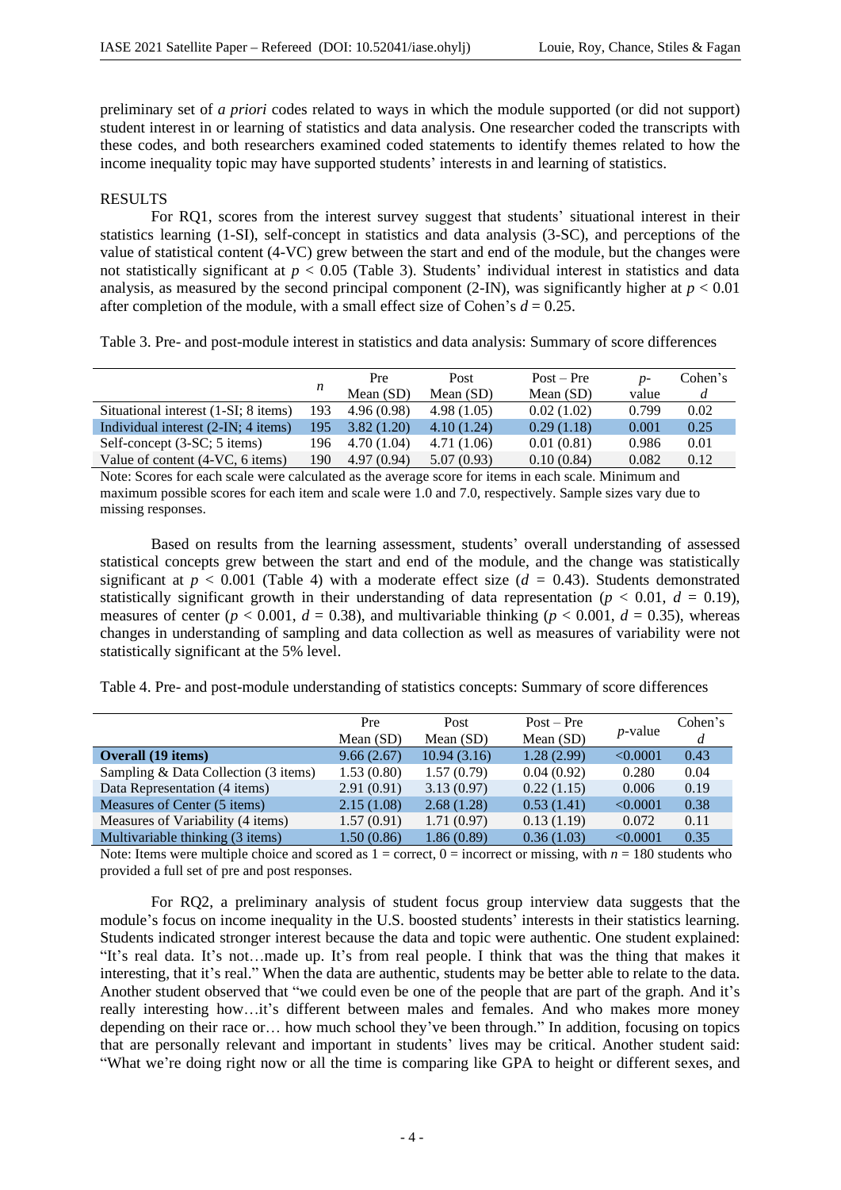preliminary set of *a priori* codes related to ways in which the module supported (or did not support) student interest in or learning of statistics and data analysis. One researcher coded the transcripts with these codes, and both researchers examined coded statements to identify themes related to how the income inequality topic may have supported students' interests in and learning of statistics.

## RESULTS

For RQ1, scores from the interest survey suggest that students' situational interest in their statistics learning (1-SI), self-concept in statistics and data analysis (3-SC), and perceptions of the value of statistical content (4-VC) grew between the start and end of the module, but the changes were not statistically significant at $p < 0.05$ (Table 3). Students' individual interest in statistics and data analysis, as measured by the second principal component (2-IN), was significantly higher at $p < 0.01$ after completion of the module, with a small effect size of Cohen's $d = 0.25$.

Table 3. Pre- and post-module interest in statistics and data analysis: Summary of score differences

| | $n$ | Pre Mean (SD) | Post Mean (SD) | Post – Pre Mean (SD) | $p$-value | Cohen's $d$ |
|---|---|---|---|---|---|---|
| Situational interest (1-SI; 8 items) | 193 | 4.96 (0.98) | 4.98 (1.05) | 0.02 (1.02) | 0.799 | 0.02 |
| Individual interest (2-IN; 4 items) | 195 | 3.82 (1.20) | 4.10 (1.24) | 0.29 (1.18) | 0.001 | 0.25 |
| Self-concept (3-SC; 5 items) | 196 | 4.70 (1.04) | 4.71 (1.06) | 0.01 (0.81) | 0.986 | 0.01 |
| Value of content (4-VC, 6 items) | 190 | 4.97 (0.94) | 5.07 (0.93) | 0.10 (0.84) | 0.082 | 0.12 |

Note: Scores for each scale were calculated as the average score for items in each scale. Minimum and maximum possible scores for each item and scale were 1.0 and 7.0, respectively. Sample sizes vary due to missing responses.

Based on results from the learning assessment, students' overall understanding of assessed statistical concepts grew between the start and end of the module, and the change was statistically significant at $p < 0.001$ (Table 4) with a moderate effect size ($d = 0.43$). Students demonstrated statistically significant growth in their understanding of data representation ($p < 0.01$, $d = 0.19$), measures of center ($p < 0.001$, $d = 0.38$), and multivariable thinking ($p < 0.001$, $d = 0.35$), whereas changes in understanding of sampling and data collection as well as measures of variability were not statistically significant at the 5% level.

Table 4. Pre- and post-module understanding of statistics concepts: Summary of score differences

| | Pre Mean (SD) | Post Mean (SD) | Post – Pre Mean (SD) | $p$-value | Cohen's $d$ |
|---|---|---|---|---|---|
| **Overall (19 items)** | 9.66 (2.67) | 10.94 (3.16) | 1.28 (2.99) | <0.0001 | 0.43 |
| Sampling & Data Collection (3 items) | 1.53 (0.80) | 1.57 (0.79) | 0.04 (0.92) | 0.280 | 0.04 |
| Data Representation (4 items) | 2.91 (0.91) | 3.13 (0.97) | 0.22 (1.15) | 0.006 | 0.19 |
| Measures of Center (5 items) | 2.15 (1.08) | 2.68 (1.28) | 0.53 (1.41) | <0.0001 | 0.38 |
| Measures of Variability (4 items) | 1.57 (0.91) | 1.71 (0.97) | 0.13 (1.19) | 0.072 | 0.11 |
| Multivariable thinking (3 items) | 1.50 (0.86) | 1.86 (0.89) | 0.36 (1.03) | <0.0001 | 0.35 |

Note: Items were multiple choice and scored as 1 = correct, 0 = incorrect or missing, with $n = 180$ students who provided a full set of pre and post responses.

For RQ2, a preliminary analysis of student focus group interview data suggests that the module's focus on income inequality in the U.S. boosted students' interests in their statistics learning. Students indicated stronger interest because the data and topic were authentic. One student explained: "It's real data. It's not…made up. It's from real people. I think that was the thing that makes it interesting, that it's real." When the data are authentic, students may be better able to relate to the data. Another student observed that "we could even be one of the people that are part of the graph. And it's really interesting how…it's different between males and females. And who makes more money depending on their race or… how much school they've been through." In addition, focusing on topics that are personally relevant and important in students' lives may be critical. Another student said: "What we're doing right now or all the time is comparing like GPA to height or different sexes, and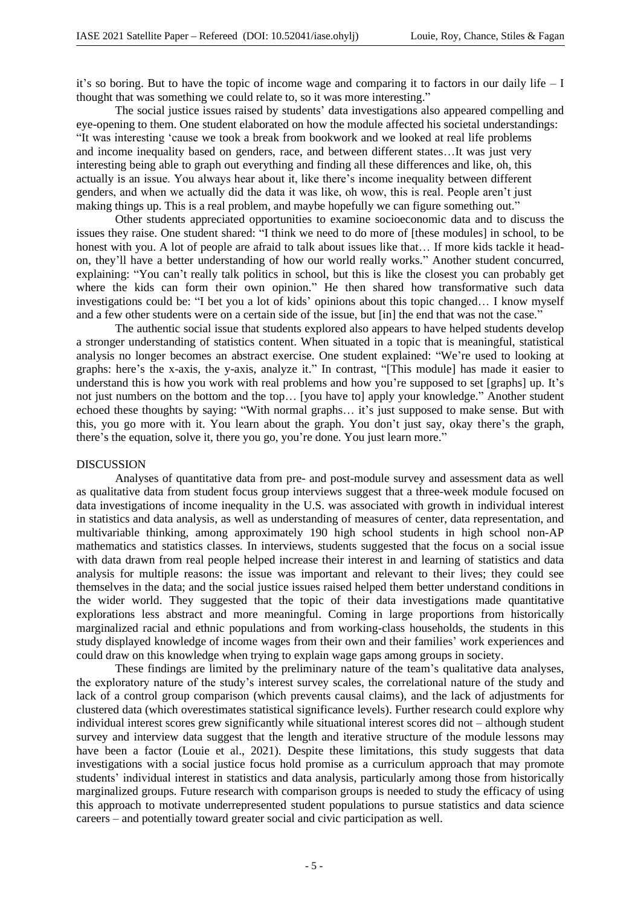it's so boring. But to have the topic of income wage and comparing it to factors in our daily life – I thought that was something we could relate to, so it was more interesting."

The social justice issues raised by students' data investigations also appeared compelling and eye-opening to them. One student elaborated on how the module affected his societal understandings: "It was interesting 'cause we took a break from bookwork and we looked at real life problems and income inequality based on genders, race, and between different states…It was just very interesting being able to graph out everything and finding all these differences and like, oh, this actually is an issue. You always hear about it, like there's income inequality between different genders, and when we actually did the data it was like, oh wow, this is real. People aren't just making things up. This is a real problem, and maybe hopefully we can figure something out."

Other students appreciated opportunities to examine socioeconomic data and to discuss the issues they raise. One student shared: "I think we need to do more of [these modules] in school, to be honest with you. A lot of people are afraid to talk about issues like that… If more kids tackle it head-on, they'll have a better understanding of how our world really works." Another student concurred, explaining: "You can't really talk politics in school, but this is like the closest you can probably get where the kids can form their own opinion." He then shared how transformative such data investigations could be: "I bet you a lot of kids' opinions about this topic changed… I know myself and a few other students were on a certain side of the issue, but [in] the end that was not the case."

The authentic social issue that students explored also appears to have helped students develop a stronger understanding of statistics content. When situated in a topic that is meaningful, statistical analysis no longer becomes an abstract exercise. One student explained: "We're used to looking at graphs: here's the x-axis, the y-axis, analyze it." In contrast, "[This module] has made it easier to understand this is how you work with real problems and how you're supposed to set [graphs] up. It's not just numbers on the bottom and the top… [you have to] apply your knowledge." Another student echoed these thoughts by saying: "With normal graphs… it's just supposed to make sense. But with this, you go more with it. You learn about the graph. You don't just say, okay there's the graph, there's the equation, solve it, there you go, you're done. You just learn more."

## DISCUSSION

Analyses of quantitative data from pre- and post-module survey and assessment data as well as qualitative data from student focus group interviews suggest that a three-week module focused on data investigations of income inequality in the U.S. was associated with growth in individual interest in statistics and data analysis, as well as understanding of measures of center, data representation, and multivariable thinking, among approximately 190 high school students in high school non-AP mathematics and statistics classes. In interviews, students suggested that the focus on a social issue with data drawn from real people helped increase their interest in and learning of statistics and data analysis for multiple reasons: the issue was important and relevant to their lives; they could see themselves in the data; and the social justice issues raised helped them better understand conditions in the wider world. They suggested that the topic of their data investigations made quantitative explorations less abstract and more meaningful. Coming in large proportions from historically marginalized racial and ethnic populations and from working-class households, the students in this study displayed knowledge of income wages from their own and their families' work experiences and could draw on this knowledge when trying to explain wage gaps among groups in society.

These findings are limited by the preliminary nature of the team's qualitative data analyses, the exploratory nature of the study's interest survey scales, the correlational nature of the study and lack of a control group comparison (which prevents causal claims), and the lack of adjustments for clustered data (which overestimates statistical significance levels). Further research could explore why individual interest scores grew significantly while situational interest scores did not – although student survey and interview data suggest that the length and iterative structure of the module lessons may have been a factor (Louie et al., 2021). Despite these limitations, this study suggests that data investigations with a social justice focus hold promise as a curriculum approach that may promote students' individual interest in statistics and data analysis, particularly among those from historically marginalized groups. Future research with comparison groups is needed to study the efficacy of using this approach to motivate underrepresented student populations to pursue statistics and data science careers – and potentially toward greater social and civic participation as well.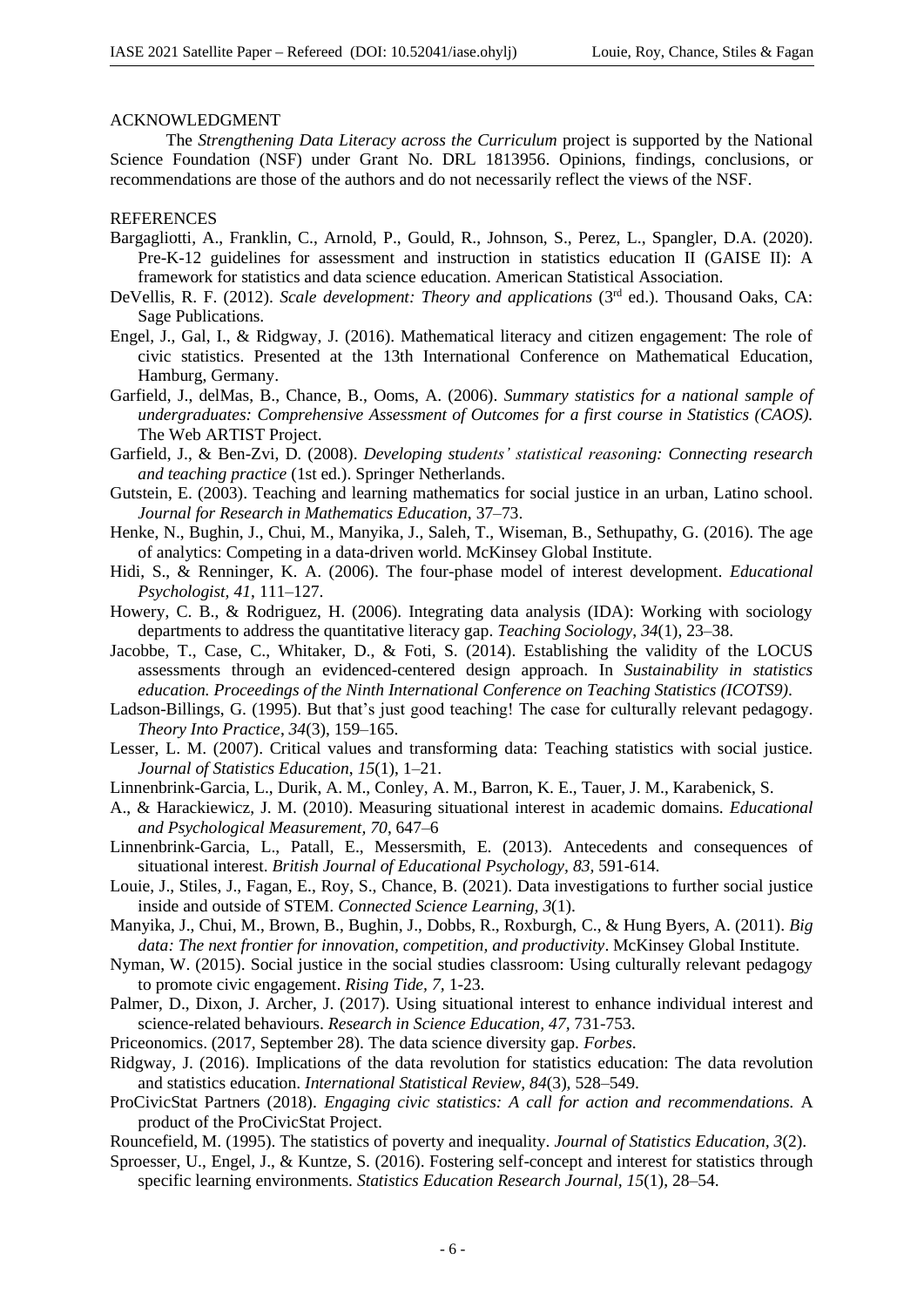## ACKNOWLEDGMENT

The *Strengthening Data Literacy across the Curriculum* project is supported by the National Science Foundation (NSF) under Grant No. DRL 1813956. Opinions, findings, conclusions, or recommendations are those of the authors and do not necessarily reflect the views of the NSF.

## REFERENCES

Bargagliotti, A., Franklin, C., Arnold, P., Gould, R., Johnson, S., Perez, L., Spangler, D.A. (2020). Pre-K-12 guidelines for assessment and instruction in statistics education II (GAISE II): A framework for statistics and data science education. American Statistical Association.

DeVellis, R. F. (2012). *Scale development: Theory and applications* (3rd ed.). Thousand Oaks, CA: Sage Publications.

Engel, J., Gal, I., & Ridgway, J. (2016). Mathematical literacy and citizen engagement: The role of civic statistics. Presented at the 13th International Conference on Mathematical Education, Hamburg, Germany.

Garfield, J., delMas, B., Chance, B., Ooms, A. (2006). *Summary statistics for a national sample of undergraduates: Comprehensive Assessment of Outcomes for a first course in Statistics (CAOS).* The Web ARTIST Project.

Garfield, J., & Ben-Zvi, D. (2008). *Developing students' statistical reasoning: Connecting research and teaching practice* (1st ed.). Springer Netherlands.

Gutstein, E. (2003). Teaching and learning mathematics for social justice in an urban, Latino school. *Journal for Research in Mathematics Education*, 37–73.

Henke, N., Bughin, J., Chui, M., Manyika, J., Saleh, T., Wiseman, B., Sethupathy, G. (2016). The age of analytics: Competing in a data-driven world. McKinsey Global Institute.

Hidi, S., & Renninger, K. A. (2006). The four-phase model of interest development. *Educational Psychologist, 41*, 111–127.

Howery, C. B., & Rodriguez, H. (2006). Integrating data analysis (IDA): Working with sociology departments to address the quantitative literacy gap. *Teaching Sociology*, *34*(1), 23–38.

Jacobbe, T., Case, C., Whitaker, D., & Foti, S. (2014). Establishing the validity of the LOCUS assessments through an evidenced-centered design approach. In *Sustainability in statistics education. Proceedings of the Ninth International Conference on Teaching Statistics (ICOTS9)*.

Ladson-Billings, G. (1995). But that's just good teaching! The case for culturally relevant pedagogy. *Theory Into Practice*, *34*(3), 159–165.

Lesser, L. M. (2007). Critical values and transforming data: Teaching statistics with social justice. *Journal of Statistics Education*, *15*(1), 1–21.

Linnenbrink-Garcia, L., Durik, A. M., Conley, A. M., Barron, K. E., Tauer, J. M., Karabenick, S.

A., & Harackiewicz, J. M. (2010). Measuring situational interest in academic domains. *Educational and Psychological Measurement, 70*, 647–6

Linnenbrink-Garcia, L., Patall, E., Messersmith, E. (2013). Antecedents and consequences of situational interest. *British Journal of Educational Psychology, 83,* 591-614.

Louie, J., Stiles, J., Fagan, E., Roy, S., Chance, B. (2021). Data investigations to further social justice inside and outside of STEM. *Connected Science Learning*, *3*(1).

Manyika, J., Chui, M., Brown, B., Bughin, J., Dobbs, R., Roxburgh, C., & Hung Byers, A. (2011). *Big data: The next frontier for innovation, competition, and productivity*. McKinsey Global Institute.

Nyman, W. (2015). Social justice in the social studies classroom: Using culturally relevant pedagogy to promote civic engagement. *Rising Tide, 7,* 1-23.

Palmer, D., Dixon, J. Archer, J. (2017). Using situational interest to enhance individual interest and science-related behaviours. *Research in Science Education, 47,* 731-753.

Priceonomics. (2017, September 28). The data science diversity gap. *Forbes*.

Ridgway, J. (2016). Implications of the data revolution for statistics education: The data revolution and statistics education. *International Statistical Review*, *84*(3), 528–549.

ProCivicStat Partners (2018). *Engaging civic statistics: A call for action and recommendations.* A product of the ProCivicStat Project.

Rouncefield, M. (1995). The statistics of poverty and inequality. *Journal of Statistics Education, 3*(2).

Sproesser, U., Engel, J., & Kuntze, S. (2016). Fostering self-concept and interest for statistics through specific learning environments. *Statistics Education Research Journal*, *15*(1), 28–54.